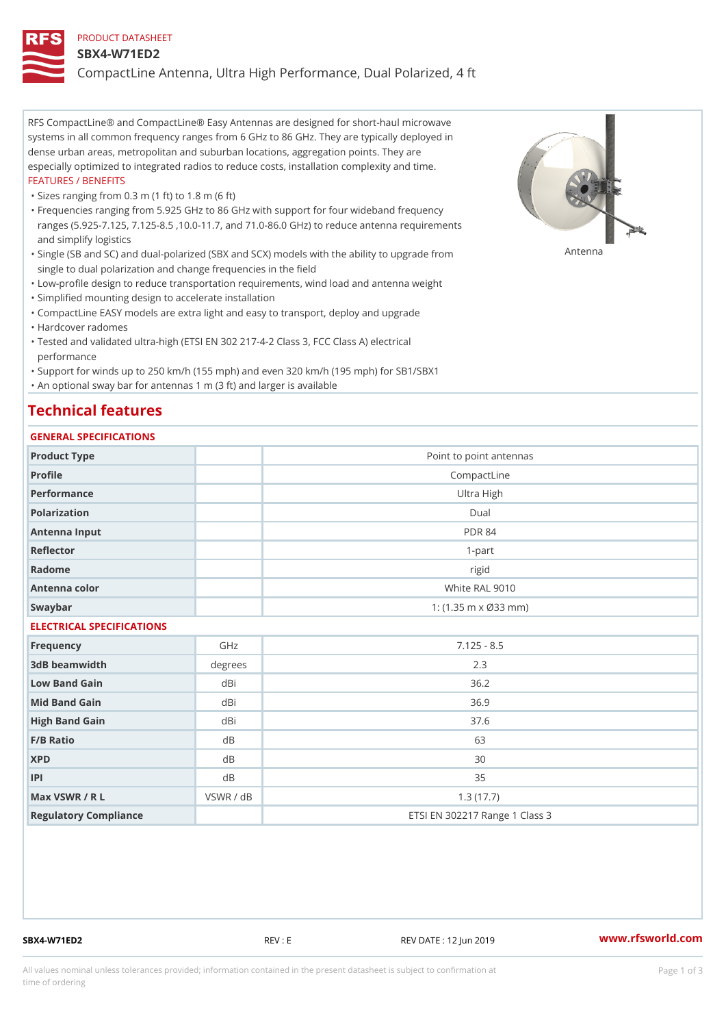PRODUCT DATASHEET

# SBX4-W71ED2

## CompactLine Antenna, Ultra High Performance, Dual Polarized, 4 ft

RFS CompactLine® and CompactLine® Easy Antennas are designed for short-haul microwave systems in all common frequency ranges from 6 GHz to 86 GHz. They are typically deployed in dense urban areas, metropolitan and suburban locations, aggregation points. They are especially optimized to integrated radios to reduce costs, installation complexity and time.

FEATURES / BENEFITS

- Sizes ranging from 0.3 m (1 ft) to 1.8 m (6 ft)
- Frequencies ranging from 5.925 GHz to 86 GHz with support for four wideband frequency ranges (5.925-7.125, 7.125-8.5 ,10.0-11.7, and 71.0-86.0 GHz) to reduce antenna requirements and simplify logistics
- Single (SB and SC) and dual-polarized (SBX and SCX) models with the ability to upgrade from single to dual polarization and change frequencies in the field
- Low-profile design to reduce transportation requirements, wind load and antenna weight
- Simplified mounting design to accelerate installation
- CompactLine EASY models are extra light and easy to transport, deploy and upgrade
- Hardcover radomes
- Tested and validated ultra-high (ETSI EN 302 217-4-2 Class 3, FCC Class A) electrical performance
- Support for winds up to 250 km/h (155 mph) and even 320 km/h (195 mph) for SB1/SBX1
- An optional sway bar for antennas 1 m (3 ft) and larger is available

Antenna

## Technical features

### GENERAL SPECIFICATIONS

| | | |
|---|---|---|
| Product Type | | Point to point antennas |
| Profile | | CompactLine |
| Performance | | Ultra High |
| Polarization | | Dual |
| Antenna Input | | PDR 84 |
| Reflector | | 1-part |
| Radome | | rigid |
| Antenna color | | White RAL 9010 |
| Swaybar | | 1: (1.35 m x Ø33 mm) |

### ELECTRICAL SPECIFICATIONS

| | | |
|---|---|---|
| Frequency | GHz | 7.125 - 8.5 |
| 3dB beamwidth | degrees | 2.3 |
| Low Band Gain | dBi | 36.2 |
| Mid Band Gain | dBi | 36.9 |
| High Band Gain | dBi | 37.6 |
| F/B Ratio | dB | 63 |
| XPD | dB | 30 |
| IPI | dB | 35 |
| Max VSWR / R L | VSWR / dB | 1.3 (17.7) |
| Regulatory Compliance | | ETSI EN 302217 Range 1 Class 3 |

SBX4-W71ED2 REV : E REV DATE : 12 Jun 2019 www.rfsworld.com

All values nominal unless tolerances provided; information contained in the present datasheet is subject to confirmation at time of ordering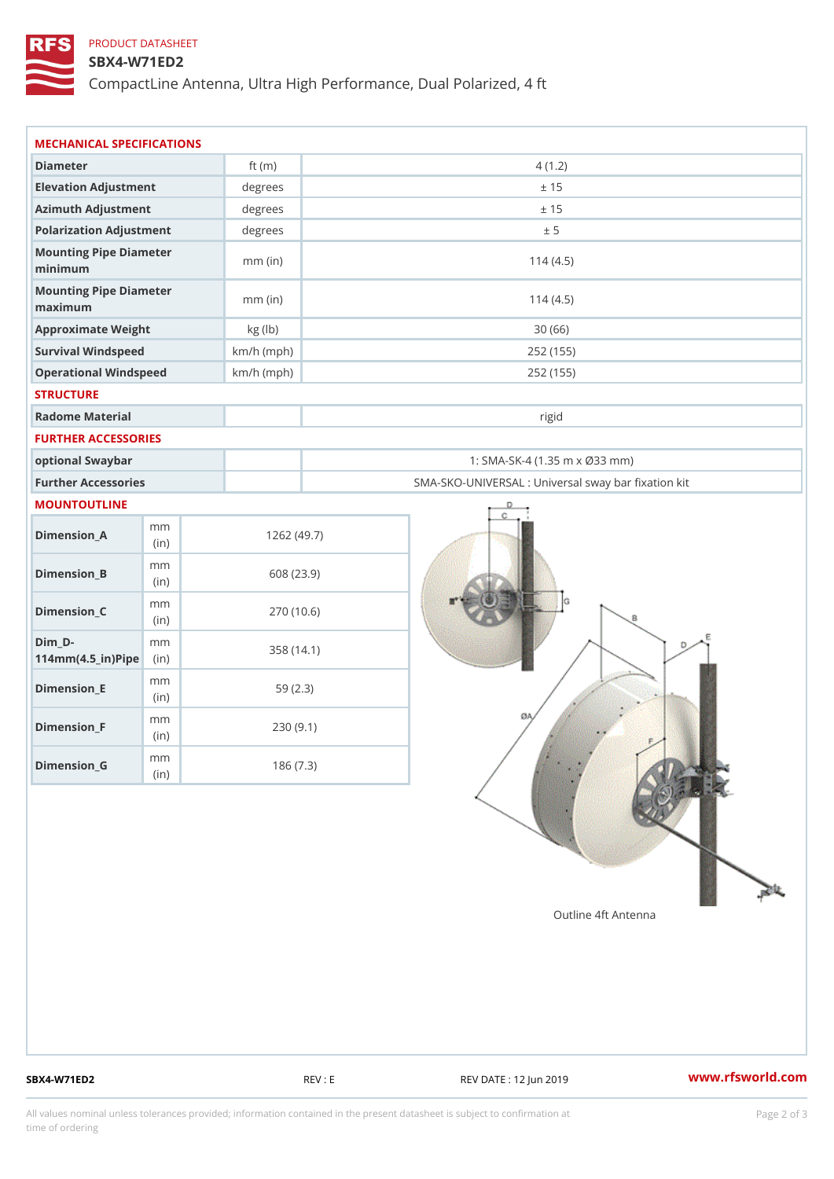PRODUCT DATASHEET

**SBX4-W71ED2**

CompactLine Antenna, Ultra High Performance, Dual Polarized, 4 ft

## MECHANICAL SPECIFICATIONS

| | | |
|---|---|---|
| Diameter | ft (m) | 4 (1.2) |
| Elevation Adjustment | degrees | ± 15 |
| Azimuth Adjustment | degrees | ± 15 |
| Polarization Adjustment | degrees | ± 5 |
| Mounting Pipe Diameter minimum | mm (in) | 114 (4.5) |
| Mounting Pipe Diameter maximum | mm (in) | 114 (4.5) |
| Approximate Weight | kg (lb) | 30 (66) |
| Survival Windspeed | km/h (mph) | 252 (155) |
| Operational Windspeed | km/h (mph) | 252 (155) |

## STRUCTURE

| | | |
|---|---|---|
| Radome Material | | rigid |

## FURTHER ACCESSORIES

| | | |
|---|---|---|
| optional Swaybar | | 1: SMA-SK-4 (1.35 m x Ø33 mm) |
| Further Accessories | | SMA-SKO-UNIVERSAL : Universal sway bar fixation kit |

## MOUNTOUTLINE

| | | |
|---|---|---|
| Dimension_A | mm (in) | 1262 (49.7) |
| Dimension_B | mm (in) | 608 (23.9) |
| Dimension_C | mm (in) | 270 (10.6) |
| Dim_D-114mm(4.5_in)Pipe | mm (in) | 358 (14.1) |
| Dimension_E | mm (in) | 59 (2.3) |
| Dimension_F | mm (in) | 230 (9.1) |
| Dimension_G | mm (in) | 186 (7.3) |

Outline 4ft Antenna

SBX4-W71ED2 REV : E REV DATE : 12 Jun 2019 www.rfsworld.com

All values nominal unless tolerances provided; information contained in the present datasheet is subject to confirmation at time of ordering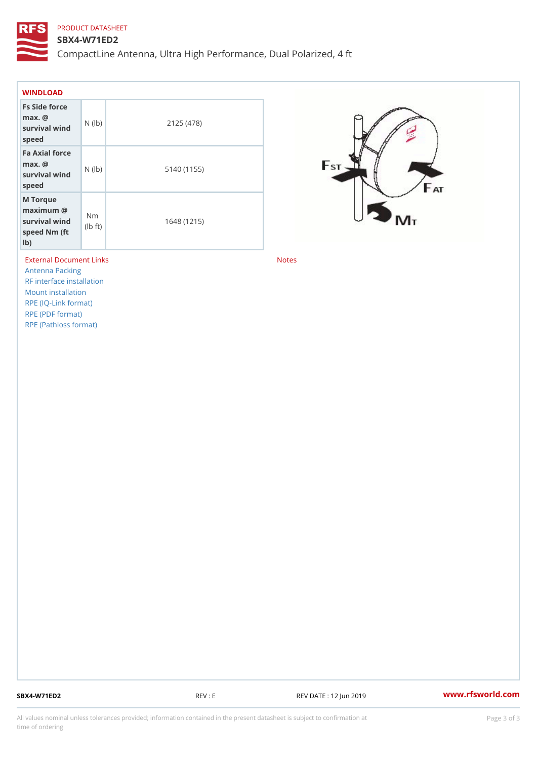PRODUCT DATASHEET

# SBX4-W71ED2

CompactLine Antenna, Ultra High Performance, Dual Polarized, 4 ft

## WINDLOAD

| | | |
|---|---|---|
| Fs Side force max. @ survival wind speed | N (lb) | 2125 (478) |
| Fa Axial force max. @ survival wind speed | N (lb) | 5140 (1155) |
| M Torque maximum @ survival wind speed Nm (ft lb) | Nm (lb ft) | 1648 (1215) |

FST

FAT

MT

### External Document Links

- Antenna Packing
- RF interface installation
- Mount installation
- RPE (IQ-Link format)
- RPE (PDF format)
- RPE (Pathloss format)

### Notes

SBX4-W71ED2 REV : E REV DATE : 12 Jun 2019 www.rfsworld.com

All values nominal unless tolerances provided; information contained in the present datasheet is subject to confirmation at time of ordering